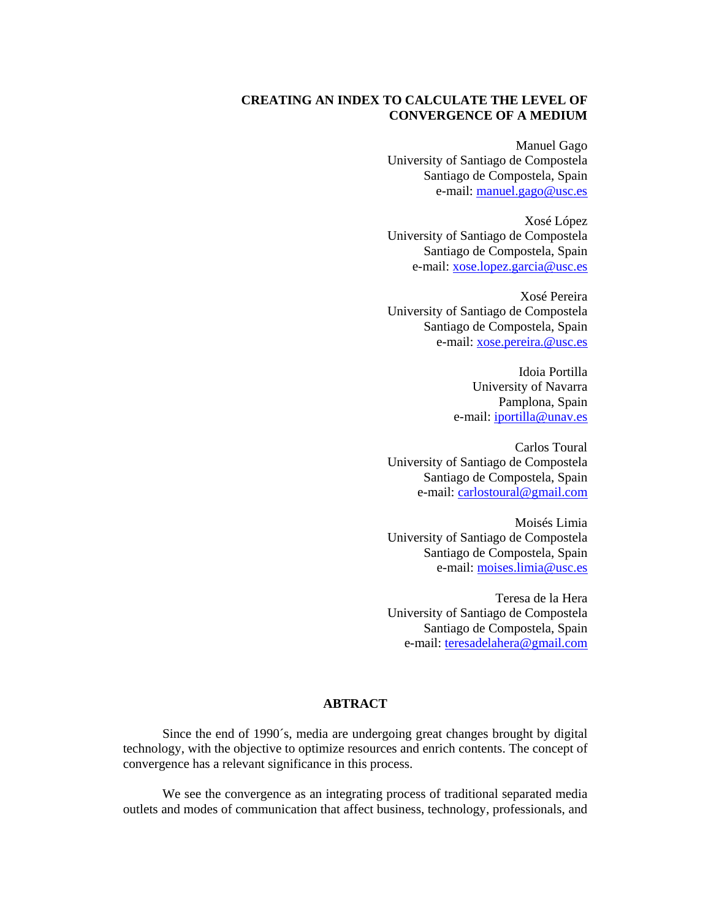# CREATING AN INDEX TO CALCULATE THE LEVEL OF CONVERGENCE OF A MEDIUM

Manuel Gago
University of Santiago de Compostela
Santiago de Compostela, Spain
e-mail: manuel.gago@usc.es

Xosé López
University of Santiago de Compostela
Santiago de Compostela, Spain
e-mail: xose.lopez.garcia@usc.es

Xosé Pereira
University of Santiago de Compostela
Santiago de Compostela, Spain
e-mail: xose.pereira.@usc.es

Idoia Portilla
University of Navarra
Pamplona, Spain
e-mail: iportilla@unav.es

Carlos Toural
University of Santiago de Compostela
Santiago de Compostela, Spain
e-mail: carlostoural@gmail.com

Moisés Limia
University of Santiago de Compostela
Santiago de Compostela, Spain
e-mail: moises.limia@usc.es

Teresa de la Hera
University of Santiago de Compostela
Santiago de Compostela, Spain
e-mail: teresadelahera@gmail.com

## ABTRACT

Since the end of 1990´s, media are undergoing great changes brought by digital technology, with the objective to optimize resources and enrich contents. The concept of convergence has a relevant significance in this process.

We see the convergence as an integrating process of traditional separated media outlets and modes of communication that affect business, technology, professionals, and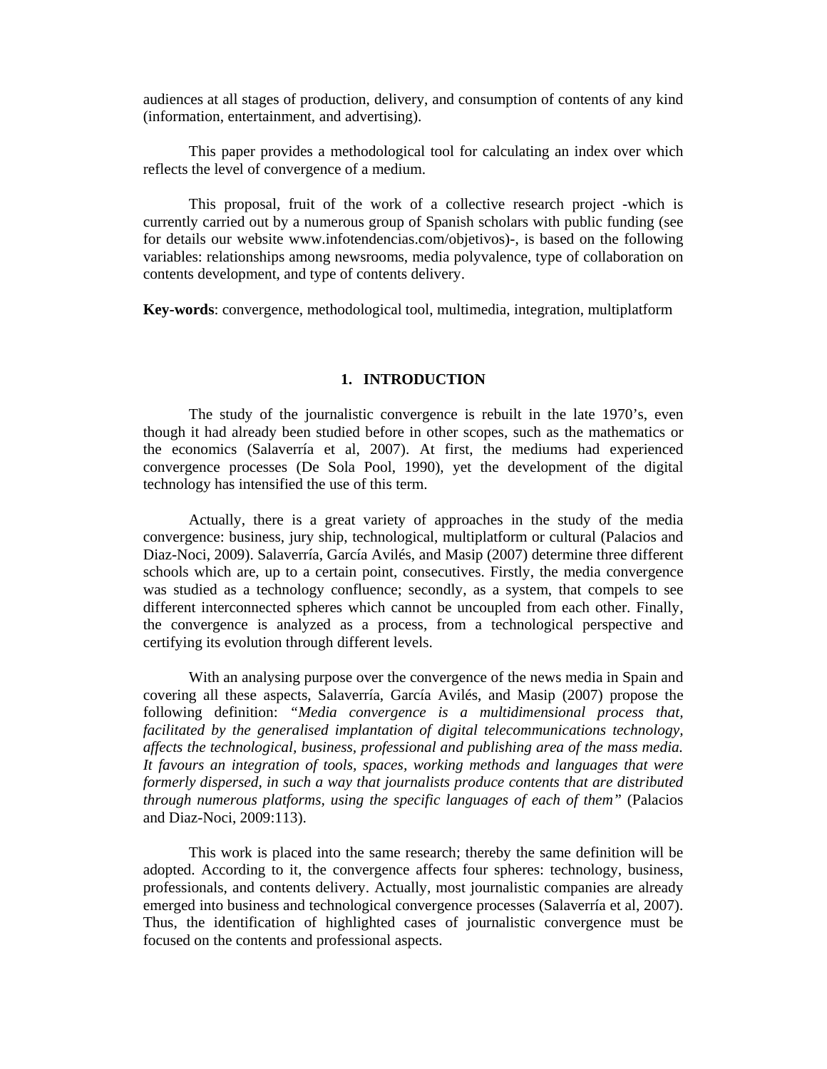audiences at all stages of production, delivery, and consumption of contents of any kind (information, entertainment, and advertising).

This paper provides a methodological tool for calculating an index over which reflects the level of convergence of a medium.

This proposal, fruit of the work of a collective research project -which is currently carried out by a numerous group of Spanish scholars with public funding (see for details our website www.infotendencias.com/objetivos)-, is based on the following variables: relationships among newsrooms, media polyvalence, type of collaboration on contents development, and type of contents delivery.

**Key-words**: convergence, methodological tool, multimedia, integration, multiplatform

## 1. INTRODUCTION

The study of the journalistic convergence is rebuilt in the late 1970's, even though it had already been studied before in other scopes, such as the mathematics or the economics (Salaverría et al, 2007). At first, the mediums had experienced convergence processes (De Sola Pool, 1990), yet the development of the digital technology has intensified the use of this term.

Actually, there is a great variety of approaches in the study of the media convergence: business, jury ship, technological, multiplatform or cultural (Palacios and Diaz-Noci, 2009). Salaverría, García Avilés, and Masip (2007) determine three different schools which are, up to a certain point, consecutives. Firstly, the media convergence was studied as a technology confluence; secondly, as a system, that compels to see different interconnected spheres which cannot be uncoupled from each other. Finally, the convergence is analyzed as a process, from a technological perspective and certifying its evolution through different levels.

With an analysing purpose over the convergence of the news media in Spain and covering all these aspects, Salaverría, García Avilés, and Masip (2007) propose the following definition: *"Media convergence is a multidimensional process that, facilitated by the generalised implantation of digital telecommunications technology, affects the technological, business, professional and publishing area of the mass media. It favours an integration of tools, spaces, working methods and languages that were formerly dispersed, in such a way that journalists produce contents that are distributed through numerous platforms, using the specific languages of each of them"* (Palacios and Diaz-Noci, 2009:113).

This work is placed into the same research; thereby the same definition will be adopted. According to it, the convergence affects four spheres: technology, business, professionals, and contents delivery. Actually, most journalistic companies are already emerged into business and technological convergence processes (Salaverría et al, 2007). Thus, the identification of highlighted cases of journalistic convergence must be focused on the contents and professional aspects.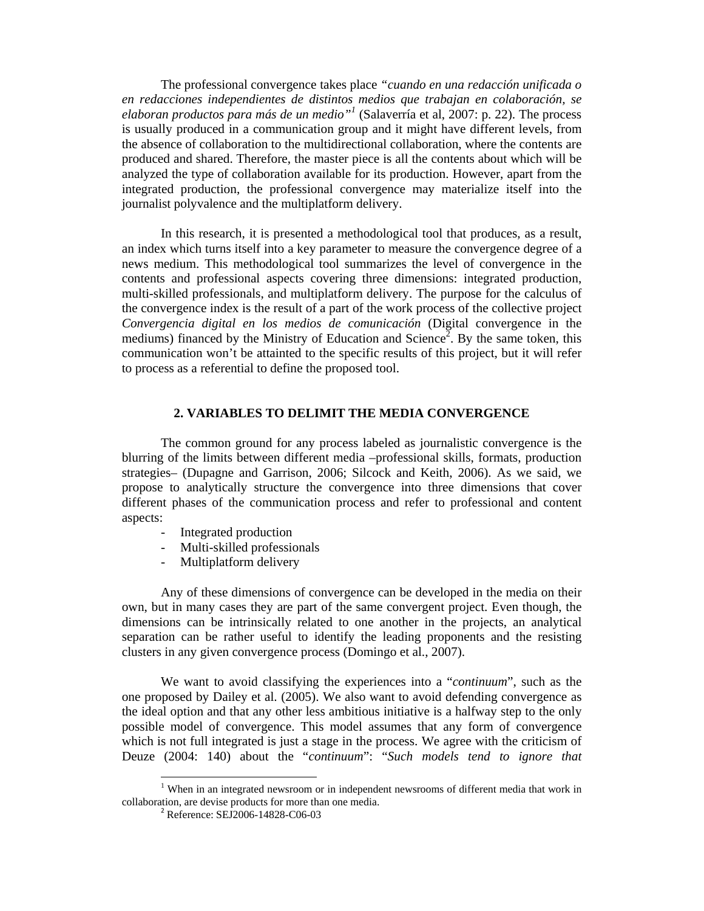The professional convergence takes place *"cuando en una redacción unificada o en redacciones independientes de distintos medios que trabajan en colaboración, se elaboran productos para más de un medio"*[1] (Salaverría et al, 2007: p. 22). The process is usually produced in a communication group and it might have different levels, from the absence of collaboration to the multidirectional collaboration, where the contents are produced and shared. Therefore, the master piece is all the contents about which will be analyzed the type of collaboration available for its production. However, apart from the integrated production, the professional convergence may materialize itself into the journalist polyvalence and the multiplatform delivery.

In this research, it is presented a methodological tool that produces, as a result, an index which turns itself into a key parameter to measure the convergence degree of a news medium. This methodological tool summarizes the level of convergence in the contents and professional aspects covering three dimensions: integrated production, multi-skilled professionals, and multiplatform delivery. The purpose for the calculus of the convergence index is the result of a part of the work process of the collective project *Convergencia digital en los medios de comunicación* (Digital convergence in the mediums) financed by the Ministry of Education and Science[2]. By the same token, this communication won't be attainted to the specific results of this project, but it will refer to process as a referential to define the proposed tool.

## 2. VARIABLES TO DELIMIT THE MEDIA CONVERGENCE

The common ground for any process labeled as journalistic convergence is the blurring of the limits between different media –professional skills, formats, production strategies– (Dupagne and Garrison, 2006; Silcock and Keith, 2006). As we said, we propose to analytically structure the convergence into three dimensions that cover different phases of the communication process and refer to professional and content aspects:

- Integrated production
- Multi-skilled professionals
- Multiplatform delivery

Any of these dimensions of convergence can be developed in the media on their own, but in many cases they are part of the same convergent project. Even though, the dimensions can be intrinsically related to one another in the projects, an analytical separation can be rather useful to identify the leading proponents and the resisting clusters in any given convergence process (Domingo et al., 2007).

We want to avoid classifying the experiences into a "*continuum*", such as the one proposed by Dailey et al. (2005). We also want to avoid defending convergence as the ideal option and that any other less ambitious initiative is a halfway step to the only possible model of convergence. This model assumes that any form of convergence which is not full integrated is just a stage in the process. We agree with the criticism of Deuze (2004: 140) about the "*continuum*": "*Such models tend to ignore that*

[1] When in an integrated newsroom or in independent newsrooms of different media that work in collaboration, are devise products for more than one media.

[2] Reference: SEJ2006-14828-C06-03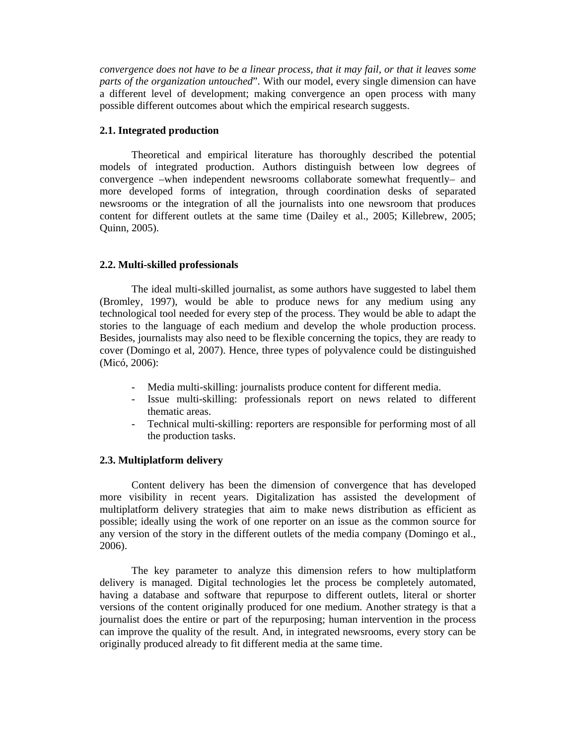*convergence does not have to be a linear process, that it may fail, or that it leaves some parts of the organization untouched*”. With our model, every single dimension can have a different level of development; making convergence an open process with many possible different outcomes about which the empirical research suggests.

### 2.1. Integrated production

Theoretical and empirical literature has thoroughly described the potential models of integrated production. Authors distinguish between low degrees of convergence –when independent newsrooms collaborate somewhat frequently– and more developed forms of integration, through coordination desks of separated newsrooms or the integration of all the journalists into one newsroom that produces content for different outlets at the same time (Dailey et al., 2005; Killebrew, 2005; Quinn, 2005).

### 2.2. Multi-skilled professionals

The ideal multi-skilled journalist, as some authors have suggested to label them (Bromley, 1997), would be able to produce news for any medium using any technological tool needed for every step of the process. They would be able to adapt the stories to the language of each medium and develop the whole production process. Besides, journalists may also need to be flexible concerning the topics, they are ready to cover (Domingo et al, 2007). Hence, three types of polyvalence could be distinguished (Micó, 2006):

- Media multi-skilling: journalists produce content for different media.
- Issue multi-skilling: professionals report on news related to different thematic areas.
- Technical multi-skilling: reporters are responsible for performing most of all the production tasks.

### 2.3. Multiplatform delivery

Content delivery has been the dimension of convergence that has developed more visibility in recent years. Digitalization has assisted the development of multiplatform delivery strategies that aim to make news distribution as efficient as possible; ideally using the work of one reporter on an issue as the common source for any version of the story in the different outlets of the media company (Domingo et al., 2006).

The key parameter to analyze this dimension refers to how multiplatform delivery is managed. Digital technologies let the process be completely automated, having a database and software that repurpose to different outlets, literal or shorter versions of the content originally produced for one medium. Another strategy is that a journalist does the entire or part of the repurposing; human intervention in the process can improve the quality of the result. And, in integrated newsrooms, every story can be originally produced already to fit different media at the same time.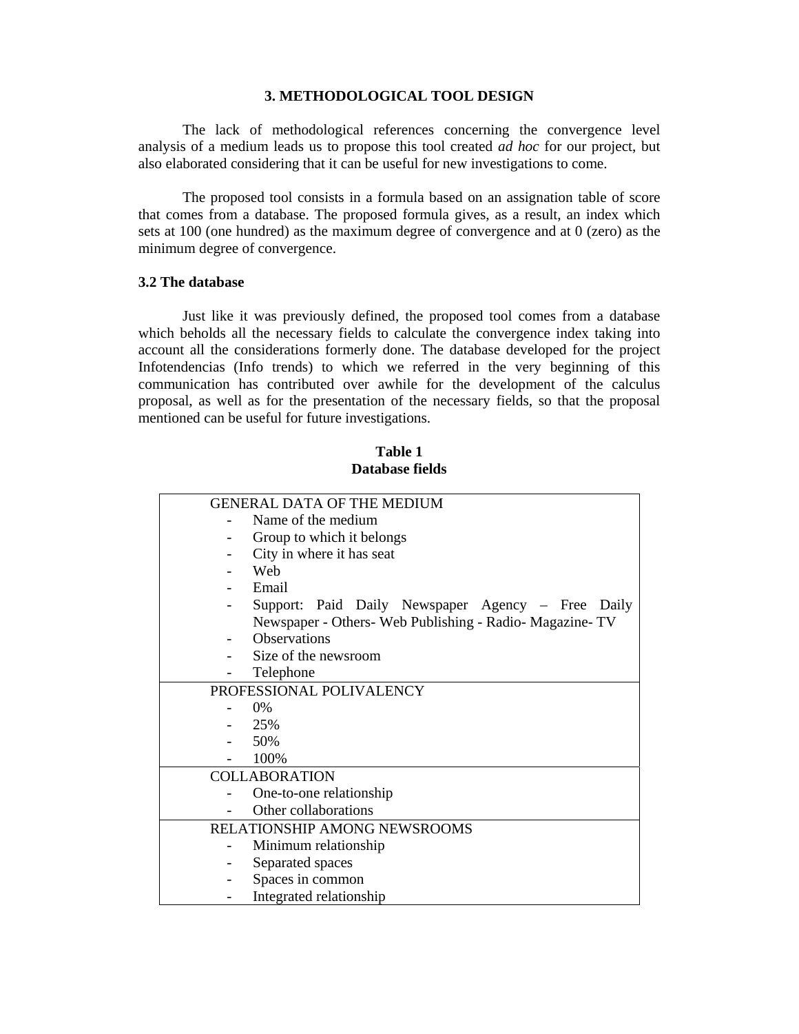## 3. METHODOLOGICAL TOOL DESIGN

The lack of methodological references concerning the convergence level analysis of a medium leads us to propose this tool created *ad hoc* for our project, but also elaborated considering that it can be useful for new investigations to come.

The proposed tool consists in a formula based on an assignation table of score that comes from a database. The proposed formula gives, as a result, an index which sets at 100 (one hundred) as the maximum degree of convergence and at 0 (zero) as the minimum degree of convergence.

### 3.2 The database

Just like it was previously defined, the proposed tool comes from a database which beholds all the necessary fields to calculate the convergence index taking into account all the considerations formerly done. The database developed for the project Infotendencias (Info trends) to which we referred in the very beginning of this communication has contributed over awhile for the development of the calculus proposal, as well as for the presentation of the necessary fields, so that the proposal mentioned can be useful for future investigations.

**Table 1**
**Database fields**

| |
|---|
| GENERAL DATA OF THE MEDIUM<br>- Name of the medium<br>- Group to which it belongs<br>- City in where it has seat<br>- Web<br>- Email<br>- Support: Paid Daily Newspaper Agency – Free Daily Newspaper - Others- Web Publishing - Radio- Magazine- TV<br>- Observations<br>- Size of the newsroom<br>- Telephone |
| PROFESSIONAL POLIVALENCY<br>- 0%<br>- 25%<br>- 50%<br>- 100% |
| COLLABORATION<br>- One-to-one relationship<br>- Other collaborations |
| RELATIONSHIP AMONG NEWSROOMS<br>- Minimum relationship<br>- Separated spaces<br>- Spaces in common<br>- Integrated relationship |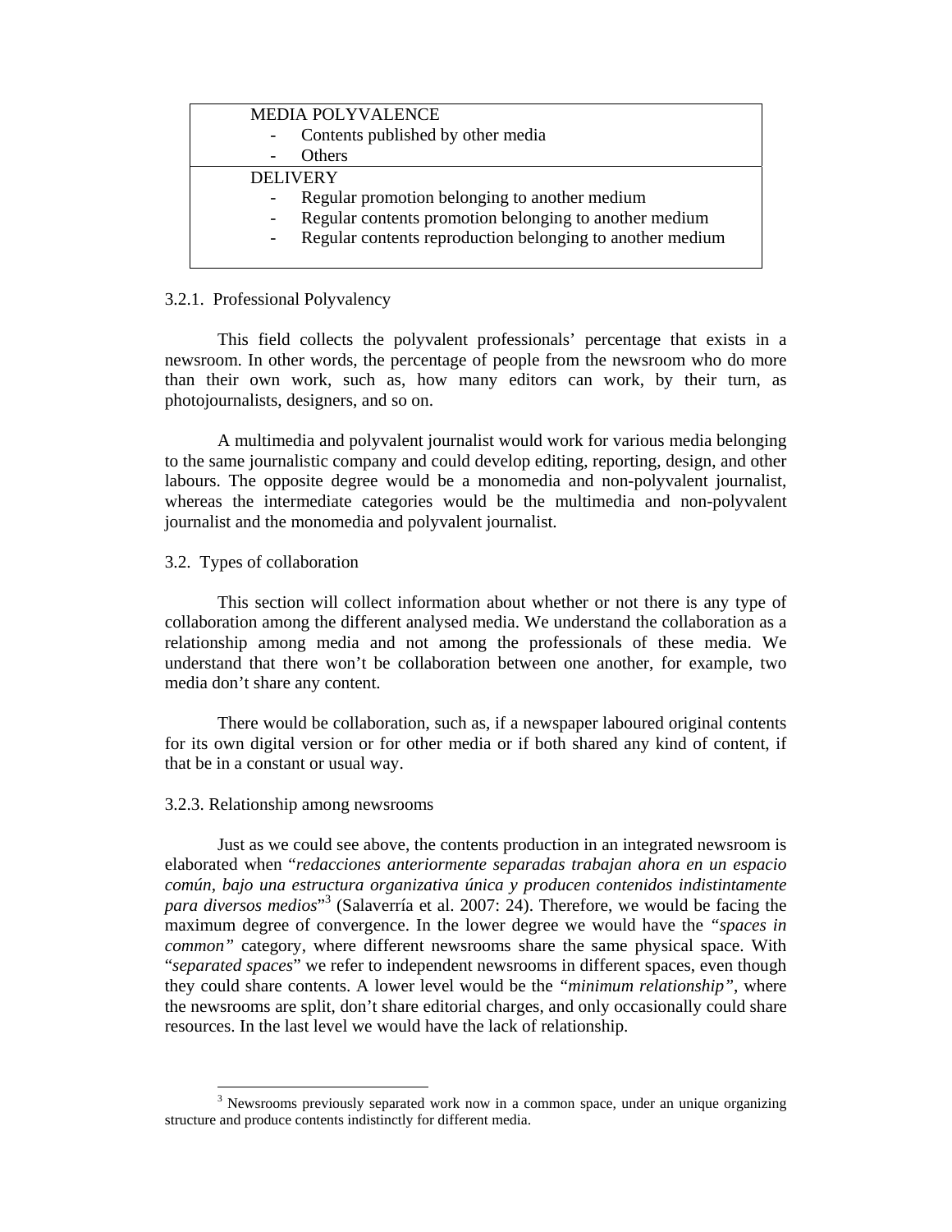| MEDIA POLYVALENCE<br>- Contents published by other media<br>- Others |
| --- |
| DELIVERY<br>- Regular promotion belonging to another medium<br>- Regular contents promotion belonging to another medium<br>- Regular contents reproduction belonging to another medium |

3.2.1. Professional Polyvalency

This field collects the polyvalent professionals' percentage that exists in a newsroom. In other words, the percentage of people from the newsroom who do more than their own work, such as, how many editors can work, by their turn, as photojournalists, designers, and so on.

A multimedia and polyvalent journalist would work for various media belonging to the same journalistic company and could develop editing, reporting, design, and other labours. The opposite degree would be a monomedia and non-polyvalent journalist, whereas the intermediate categories would be the multimedia and non-polyvalent journalist and the monomedia and polyvalent journalist.

3.2. Types of collaboration

This section will collect information about whether or not there is any type of collaboration among the different analysed media. We understand the collaboration as a relationship among media and not among the professionals of these media. We understand that there won't be collaboration between one another, for example, two media don't share any content.

There would be collaboration, such as, if a newspaper laboured original contents for its own digital version or for other media or if both shared any kind of content, if that be in a constant or usual way.

3.2.3. Relationship among newsrooms

Just as we could see above, the contents production in an integrated newsroom is elaborated when "*redacciones anteriormente separadas trabajan ahora en un espacio común, bajo una estructura organizativa única y producen contenidos indistintamente para diversos medios*"[3] (Salaverría et al. 2007: 24). Therefore, we would be facing the maximum degree of convergence. In the lower degree we would have the *"spaces in common"* category, where different newsrooms share the same physical space. With "*separated spaces*" we refer to independent newsrooms in different spaces, even though they could share contents. A lower level would be the *"minimum relationship"*, where the newsrooms are split, don't share editorial charges, and only occasionally could share resources. In the last level we would have the lack of relationship.

[3] Newsrooms previously separated work now in a common space, under an unique organizing structure and produce contents indistinctly for different media.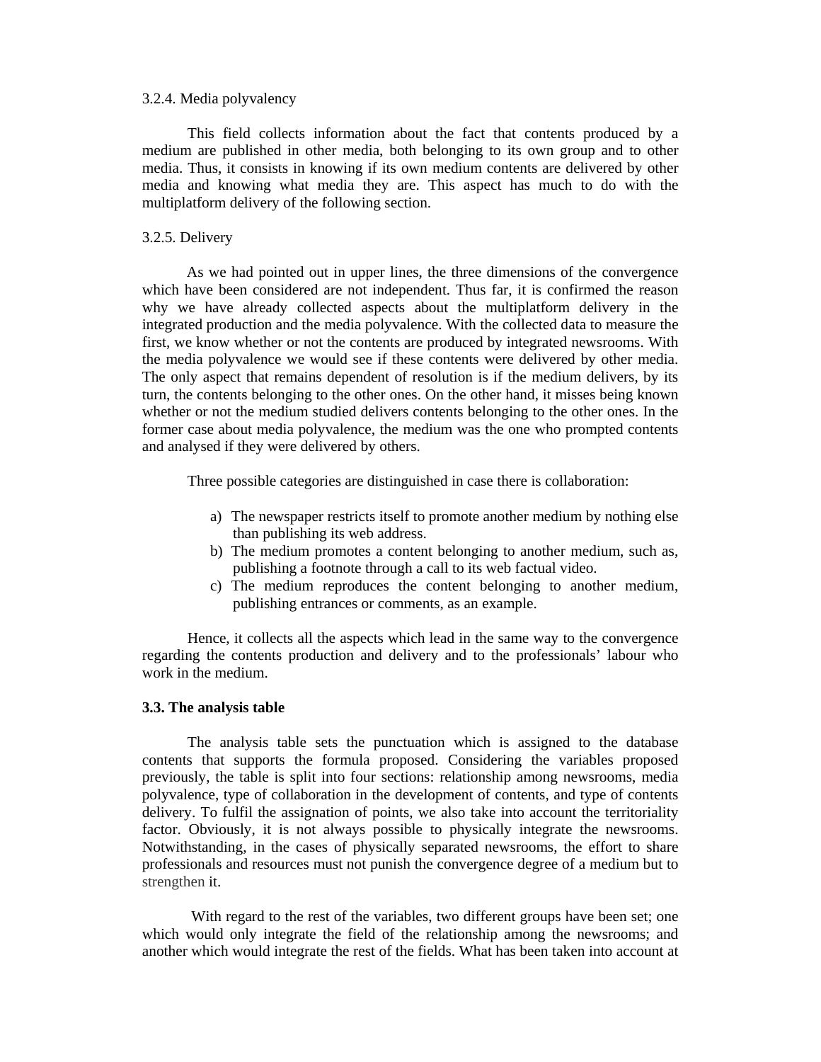3.2.4. Media polyvalency

This field collects information about the fact that contents produced by a medium are published in other media, both belonging to its own group and to other media. Thus, it consists in knowing if its own medium contents are delivered by other media and knowing what media they are. This aspect has much to do with the multiplatform delivery of the following section.

3.2.5. Delivery

As we had pointed out in upper lines, the three dimensions of the convergence which have been considered are not independent. Thus far, it is confirmed the reason why we have already collected aspects about the multiplatform delivery in the integrated production and the media polyvalence. With the collected data to measure the first, we know whether or not the contents are produced by integrated newsrooms. With the media polyvalence we would see if these contents were delivered by other media. The only aspect that remains dependent of resolution is if the medium delivers, by its turn, the contents belonging to the other ones. On the other hand, it misses being known whether or not the medium studied delivers contents belonging to the other ones. In the former case about media polyvalence, the medium was the one who prompted contents and analysed if they were delivered by others.

Three possible categories are distinguished in case there is collaboration:

a) The newspaper restricts itself to promote another medium by nothing else than publishing its web address.
b) The medium promotes a content belonging to another medium, such as, publishing a footnote through a call to its web factual video.
c) The medium reproduces the content belonging to another medium, publishing entrances or comments, as an example.

Hence, it collects all the aspects which lead in the same way to the convergence regarding the contents production and delivery and to the professionals' labour who work in the medium.

**3.3. The analysis table**

The analysis table sets the punctuation which is assigned to the database contents that supports the formula proposed. Considering the variables proposed previously, the table is split into four sections: relationship among newsrooms, media polyvalence, type of collaboration in the development of contents, and type of contents delivery. To fulfil the assignation of points, we also take into account the territoriality factor. Obviously, it is not always possible to physically integrate the newsrooms. Notwithstanding, in the cases of physically separated newsrooms, the effort to share professionals and resources must not punish the convergence degree of a medium but to strengthen it.

With regard to the rest of the variables, two different groups have been set; one which would only integrate the field of the relationship among the newsrooms; and another which would integrate the rest of the fields. What has been taken into account at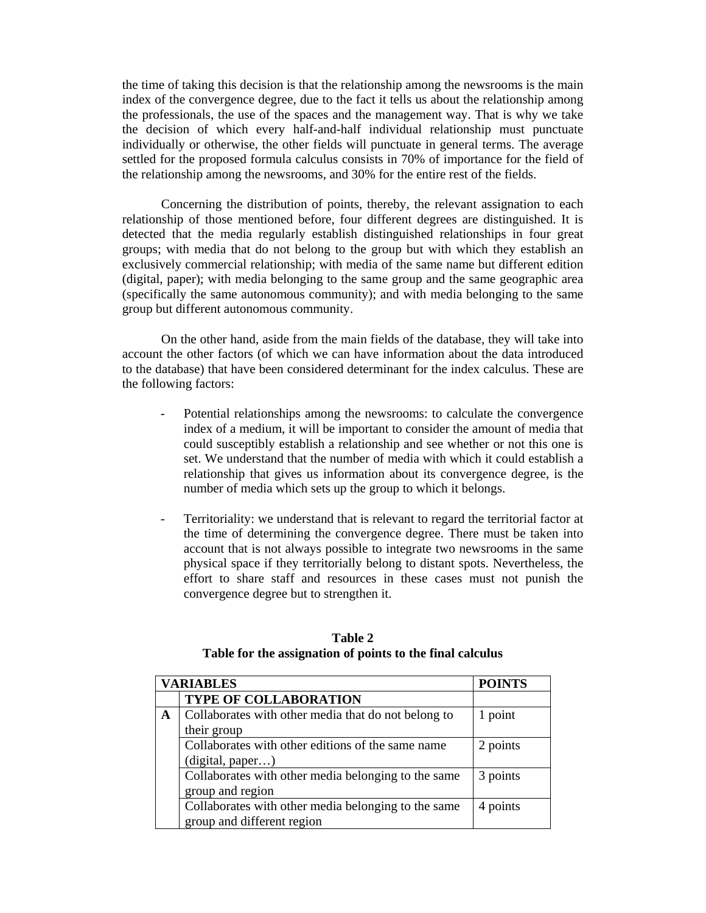the time of taking this decision is that the relationship among the newsrooms is the main index of the convergence degree, due to the fact it tells us about the relationship among the professionals, the use of the spaces and the management way. That is why we take the decision of which every half-and-half individual relationship must punctuate individually or otherwise, the other fields will punctuate in general terms. The average settled for the proposed formula calculus consists in 70% of importance for the field of the relationship among the newsrooms, and 30% for the entire rest of the fields.

Concerning the distribution of points, thereby, the relevant assignation to each relationship of those mentioned before, four different degrees are distinguished. It is detected that the media regularly establish distinguished relationships in four great groups; with media that do not belong to the group but with which they establish an exclusively commercial relationship; with media of the same name but different edition (digital, paper); with media belonging to the same group and the same geographic area (specifically the same autonomous community); and with media belonging to the same group but different autonomous community.

On the other hand, aside from the main fields of the database, they will take into account the other factors (of which we can have information about the data introduced to the database) that have been considered determinant for the index calculus. These are the following factors:

- Potential relationships among the newsrooms: to calculate the convergence index of a medium, it will be important to consider the amount of media that could susceptibly establish a relationship and see whether or not this one is set. We understand that the number of media with which it could establish a relationship that gives us information about its convergence degree, is the number of media which sets up the group to which it belongs.

- Territoriality: we understand that is relevant to regard the territorial factor at the time of determining the convergence degree. There must be taken into account that is not always possible to integrate two newsrooms in the same physical space if they territorially belong to distant spots. Nevertheless, the effort to share staff and resources in these cases must not punish the convergence degree but to strengthen it.

**Table 2**
**Table for the assignation of points to the final calculus**

| **VARIABLES** | | **POINTS** |
|---|---|---|
| | **TYPE OF COLLABORATION** | |
| **A** | Collaborates with other media that do not belong to their group | 1 point |
| | Collaborates with other editions of the same name (digital, paper…) | 2 points |
| | Collaborates with other media belonging to the same group and region | 3 points |
| | Collaborates with other media belonging to the same group and different region | 4 points |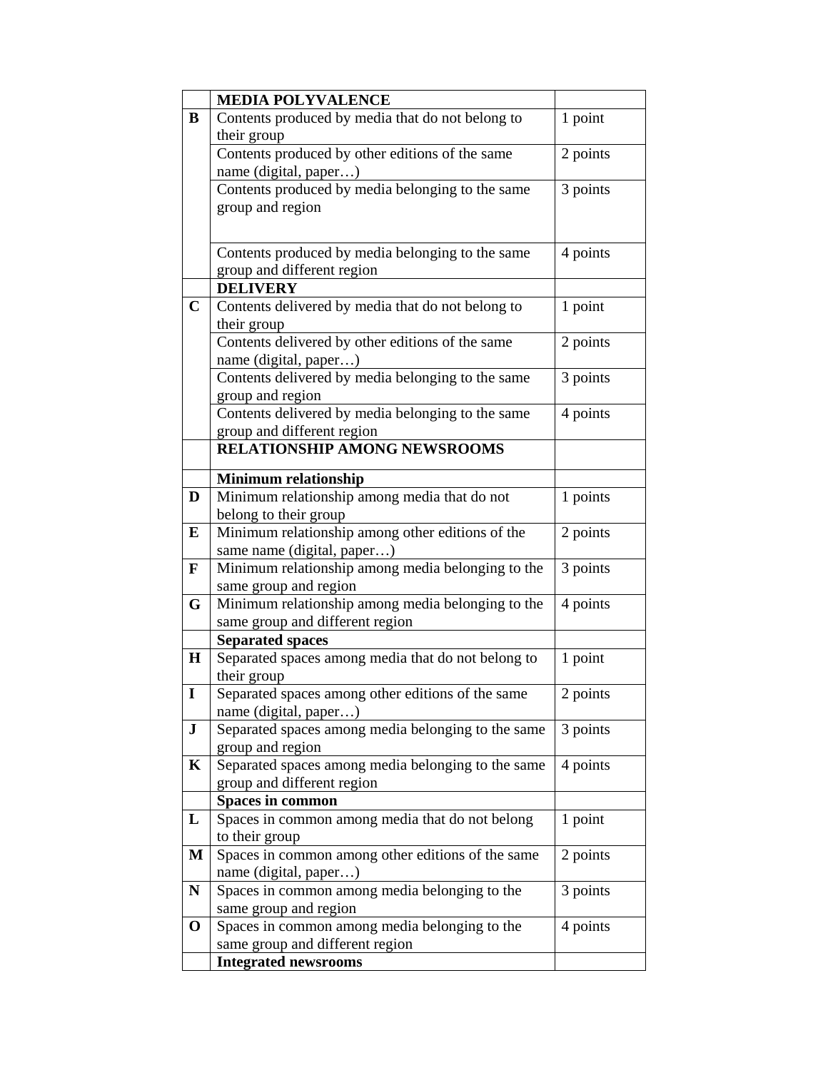| | **MEDIA POLYVALENCE** | |
|---|---|---|
| **B** | Contents produced by media that do not belong to their group | 1 point |
| | Contents produced by other editions of the same name (digital, paper…) | 2 points |
| | Contents produced by media belonging to the same group and region | 3 points |
| | Contents produced by media belonging to the same group and different region | 4 points |
| | **DELIVERY** | |
| **C** | Contents delivered by media that do not belong to their group | 1 point |
| | Contents delivered by other editions of the same name (digital, paper…) | 2 points |
| | Contents delivered by media belonging to the same group and region | 3 points |
| | Contents delivered by media belonging to the same group and different region | 4 points |
| | **RELATIONSHIP AMONG NEWSROOMS** | |
| | **Minimum relationship** | |
| **D** | Minimum relationship among media that do not belong to their group | 1 points |
| **E** | Minimum relationship among other editions of the same name (digital, paper…) | 2 points |
| **F** | Minimum relationship among media belonging to the same group and region | 3 points |
| **G** | Minimum relationship among media belonging to the same group and different region | 4 points |
| | **Separated spaces** | |
| **H** | Separated spaces among media that do not belong to their group | 1 point |
| **I** | Separated spaces among other editions of the same name (digital, paper…) | 2 points |
| **J** | Separated spaces among media belonging to the same group and region | 3 points |
| **K** | Separated spaces among media belonging to the same group and different region | 4 points |
| | **Spaces in common** | |
| **L** | Spaces in common among media that do not belong to their group | 1 point |
| **M** | Spaces in common among other editions of the same name (digital, paper…) | 2 points |
| **N** | Spaces in common among media belonging to the same group and region | 3 points |
| **O** | Spaces in common among media belonging to the same group and different region | 4 points |
| | **Integrated newsrooms** | |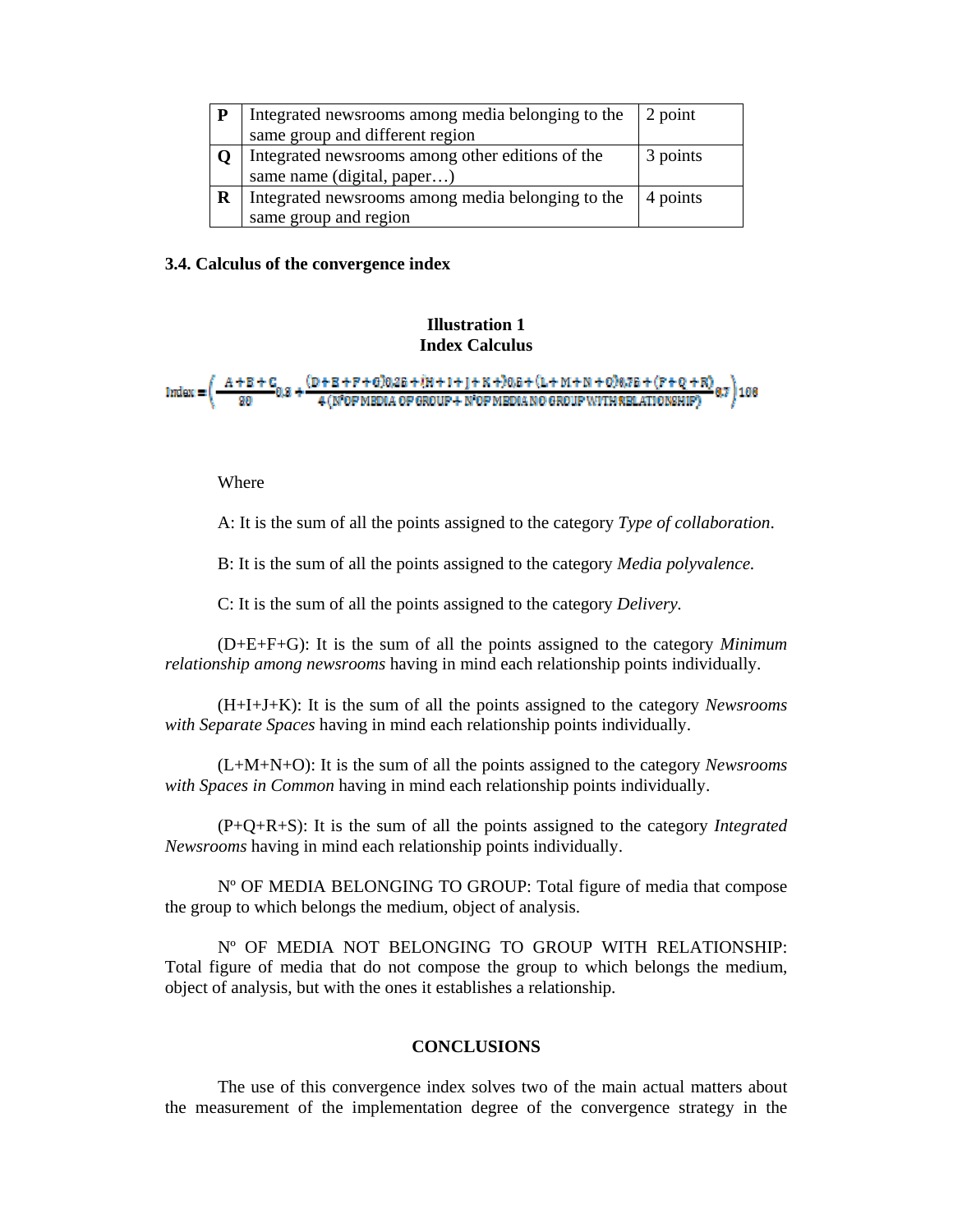| | | |
|---|---|---|
| **P** | Integrated newsrooms among media belonging to the same group and different region | 2 point |
| **Q** | Integrated newsrooms among other editions of the same name (digital, paper…) | 3 points |
| **R** | Integrated newsrooms among media belonging to the same group and region | 4 points |

**3.4. Calculus of the convergence index**

**Illustration 1**
**Index Calculus**

$$\text{Index} = \left( \frac{A+B+C}{80} 0.3 + \frac{(D+E+F+G)0.25 + (H+I+J+K+)0.5 + (L+M+N+O)0.75 + (P+Q+R)}{4\,(\text{N}^{\text{o}}\ \text{OF MEDIA OF GROUP} + \text{N}^{\text{o}}\ \text{OF MEDIA NO GROUP WITH RELATIONSHIP})} 0.7 \right) 100$$

Where

A: It is the sum of all the points assigned to the category *Type of collaboration*.

B: It is the sum of all the points assigned to the category *Media polyvalence.*

C: It is the sum of all the points assigned to the category *Delivery.*

(D+E+F+G): It is the sum of all the points assigned to the category *Minimum relationship among newsrooms* having in mind each relationship points individually.

(H+I+J+K): It is the sum of all the points assigned to the category *Newsrooms with Separate Spaces* having in mind each relationship points individually.

(L+M+N+O): It is the sum of all the points assigned to the category *Newsrooms with Spaces in Common* having in mind each relationship points individually.

(P+Q+R+S): It is the sum of all the points assigned to the category *Integrated Newsrooms* having in mind each relationship points individually.

Nº OF MEDIA BELONGING TO GROUP: Total figure of media that compose the group to which belongs the medium, object of analysis.

Nº OF MEDIA NOT BELONGING TO GROUP WITH RELATIONSHIP: Total figure of media that do not compose the group to which belongs the medium, object of analysis, but with the ones it establishes a relationship.

**CONCLUSIONS**

The use of this convergence index solves two of the main actual matters about the measurement of the implementation degree of the convergence strategy in the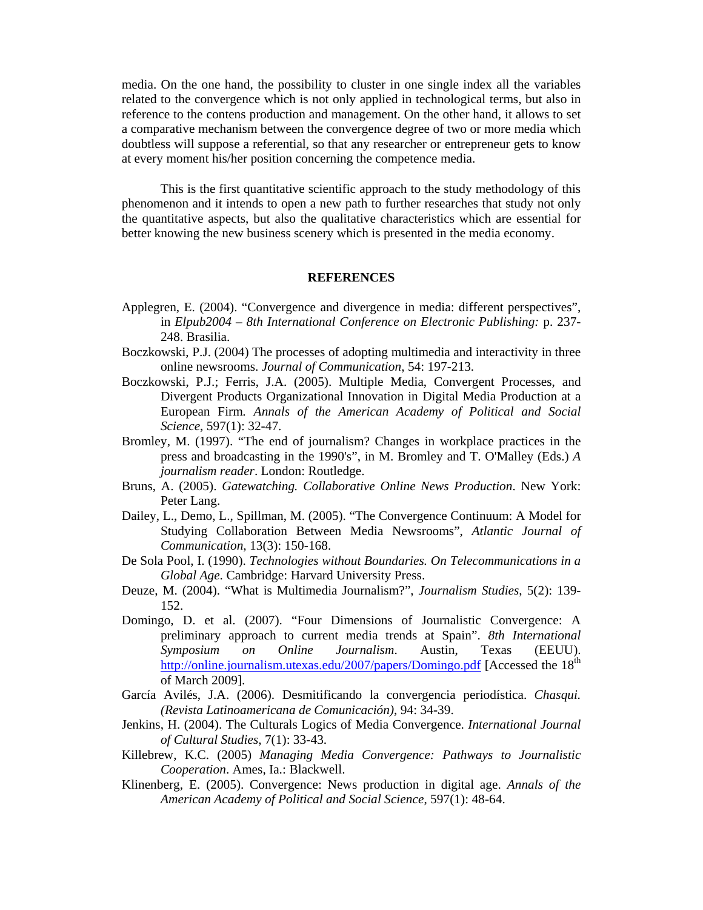media. On the one hand, the possibility to cluster in one single index all the variables related to the convergence which is not only applied in technological terms, but also in reference to the contens production and management. On the other hand, it allows to set a comparative mechanism between the convergence degree of two or more media which doubtless will suppose a referential, so that any researcher or entrepreneur gets to know at every moment his/her position concerning the competence media.

This is the first quantitative scientific approach to the study methodology of this phenomenon and it intends to open a new path to further researches that study not only the quantitative aspects, but also the qualitative characteristics which are essential for better knowing the new business scenery which is presented in the media economy.

## REFERENCES

Applegren, E. (2004). “Convergence and divergence in media: different perspectives”, in *Elpub2004 – 8th International Conference on Electronic Publishing:* p. 237-248. Brasilia.

Boczkowski, P.J. (2004) The processes of adopting multimedia and interactivity in three online newsrooms. *Journal of Communication*, 54: 197-213.

Boczkowski, P.J.; Ferris, J.A. (2005). Multiple Media, Convergent Processes, and Divergent Products Organizational Innovation in Digital Media Production at a European Firm. *Annals of the American Academy of Political and Social Science*, 597(1): 32-47.

Bromley, M. (1997). “The end of journalism? Changes in workplace practices in the press and broadcasting in the 1990's”, in M. Bromley and T. O'Malley (Eds.) *A journalism reader*. London: Routledge.

Bruns, A. (2005). *Gatewatching. Collaborative Online News Production*. New York: Peter Lang.

Dailey, L., Demo, L., Spillman, M. (2005). “The Convergence Continuum: A Model for Studying Collaboration Between Media Newsrooms”, *Atlantic Journal of Communication*, 13(3): 150-168.

De Sola Pool, I. (1990). *Technologies without Boundaries. On Telecommunications in a Global Age*. Cambridge: Harvard University Press.

Deuze, M. (2004). “What is Multimedia Journalism?”, *Journalism Studies*, 5(2): 139-152.

Domingo, D. et al. (2007). “Four Dimensions of Journalistic Convergence: A preliminary approach to current media trends at Spain”. *8th International Symposium on Online Journalism*. Austin, Texas (EEUU). http://online.journalism.utexas.edu/2007/papers/Domingo.pdf [Accessed the 18th of March 2009].

García Avilés, J.A. (2006). Desmitificando la convergencia periodística. *Chasqui. (Revista Latinoamericana de Comunicación)*, 94: 34-39.

Jenkins, H. (2004). The Culturals Logics of Media Convergence. *International Journal of Cultural Studies*, 7(1): 33-43.

Killebrew, K.C. (2005) *Managing Media Convergence: Pathways to Journalistic Cooperation*. Ames, Ia.: Blackwell.

Klinenberg, E. (2005). Convergence: News production in digital age. *Annals of the American Academy of Political and Social Science*, 597(1): 48-64.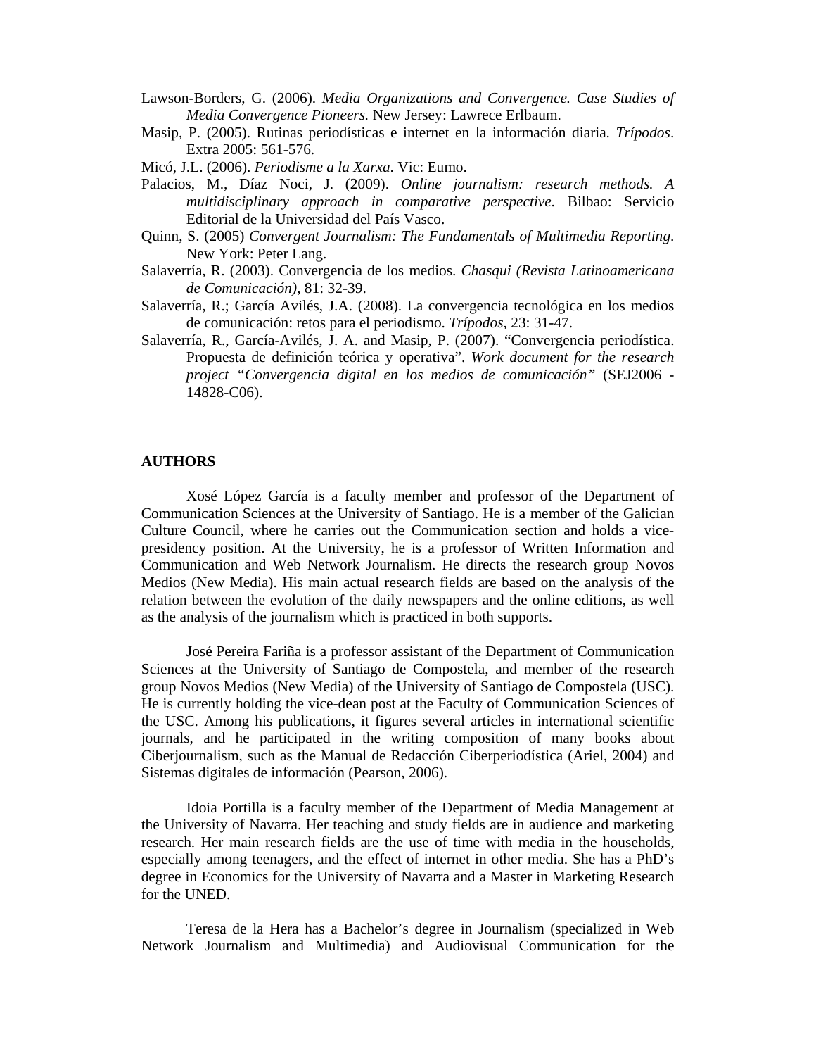Lawson-Borders, G. (2006). *Media Organizations and Convergence. Case Studies of Media Convergence Pioneers.* New Jersey: Lawrece Erlbaum.

Masip, P. (2005). Rutinas periodísticas e internet en la información diaria. *Trípodos*. Extra 2005: 561-576.

Micó, J.L. (2006). *Periodisme a la Xarxa*. Vic: Eumo.

Palacios, M., Díaz Noci, J. (2009). *Online journalism: research methods. A multidisciplinary approach in comparative perspective*. Bilbao: Servicio Editorial de la Universidad del País Vasco.

Quinn, S. (2005) *Convergent Journalism: The Fundamentals of Multimedia Reporting*. New York: Peter Lang.

Salaverría, R. (2003). Convergencia de los medios. *Chasqui (Revista Latinoamericana de Comunicación)*, 81: 32-39.

Salaverría, R.; García Avilés, J.A. (2008). La convergencia tecnológica en los medios de comunicación: retos para el periodismo. *Trípodos*, 23: 31-47.

Salaverría, R., García-Avilés, J. A. and Masip, P. (2007). "Convergencia periodística. Propuesta de definición teórica y operativa". *Work document for the research project "Convergencia digital en los medios de comunicación"* (SEJ2006 - 14828-C06).

## AUTHORS

Xosé López García is a faculty member and professor of the Department of Communication Sciences at the University of Santiago. He is a member of the Galician Culture Council, where he carries out the Communication section and holds a vice-presidency position. At the University, he is a professor of Written Information and Communication and Web Network Journalism. He directs the research group Novos Medios (New Media). His main actual research fields are based on the analysis of the relation between the evolution of the daily newspapers and the online editions, as well as the analysis of the journalism which is practiced in both supports.

José Pereira Fariña is a professor assistant of the Department of Communication Sciences at the University of Santiago de Compostela, and member of the research group Novos Medios (New Media) of the University of Santiago de Compostela (USC). He is currently holding the vice-dean post at the Faculty of Communication Sciences of the USC. Among his publications, it figures several articles in international scientific journals, and he participated in the writing composition of many books about Ciberjournalism, such as the Manual de Redacción Ciberperiodística (Ariel, 2004) and Sistemas digitales de información (Pearson, 2006).

Idoia Portilla is a faculty member of the Department of Media Management at the University of Navarra. Her teaching and study fields are in audience and marketing research. Her main research fields are the use of time with media in the households, especially among teenagers, and the effect of internet in other media. She has a PhD's degree in Economics for the University of Navarra and a Master in Marketing Research for the UNED.

Teresa de la Hera has a Bachelor's degree in Journalism (specialized in Web Network Journalism and Multimedia) and Audiovisual Communication for the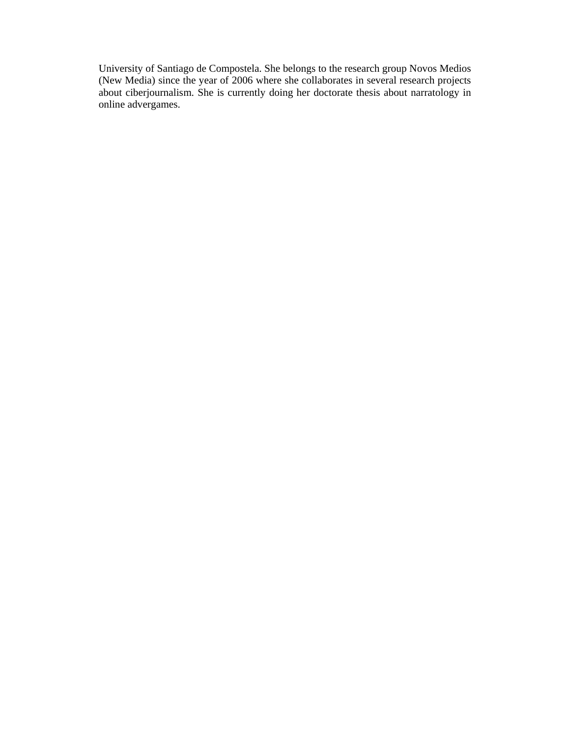University of Santiago de Compostela. She belongs to the research group Novos Medios (New Media) since the year of 2006 where she collaborates in several research projects about ciberjournalism. She is currently doing her doctorate thesis about narratology in online advergames.